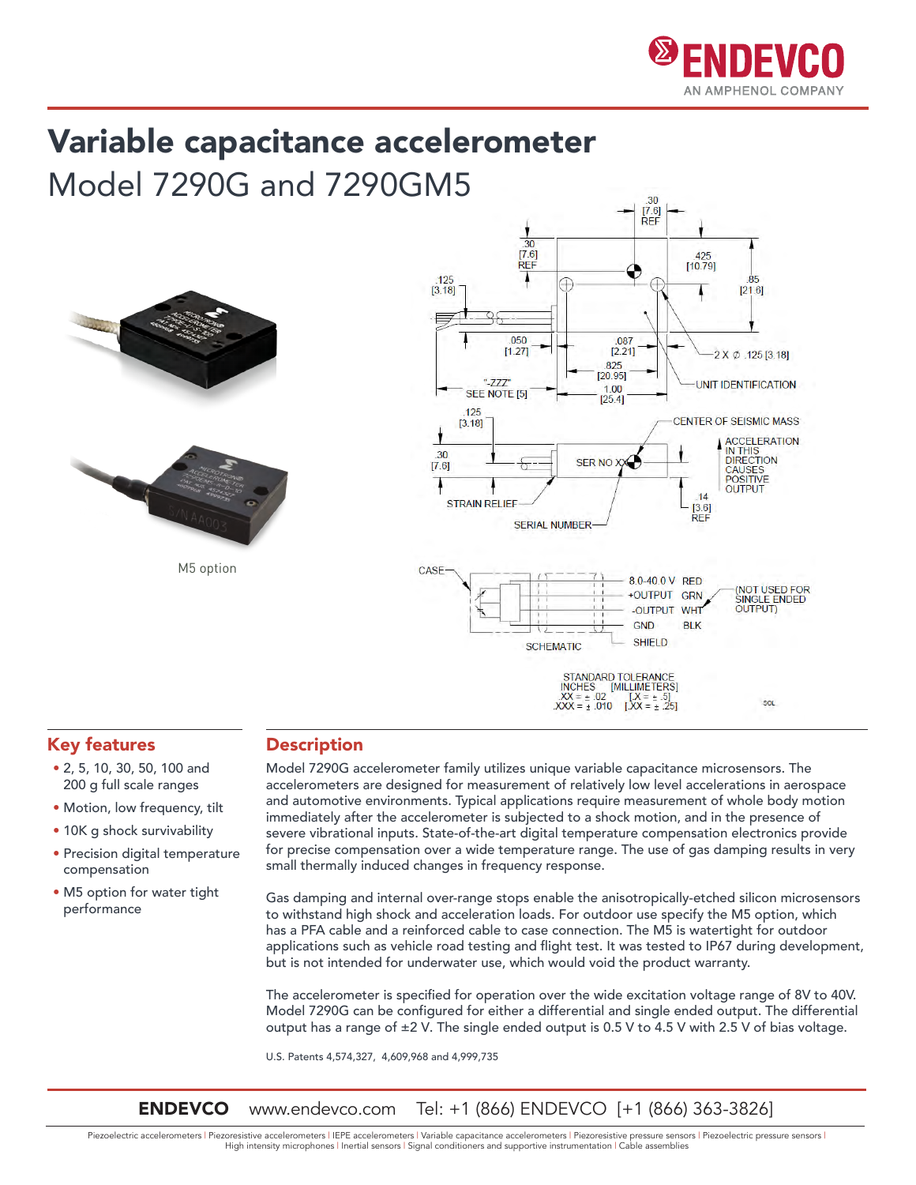# Variable capacitance accelerometer

## Model 7290G and 7290GM5

M5 option

## Key features

- 2, 5, 10, 30, 50, 100 and 200 g full scale ranges
- Motion, low frequency, tilt
- 10K g shock survivability
- Precision digital temperature compensation
- M5 option for water tight performance

## Description

Model 7290G accelerometer family utilizes unique variable capacitance microsensors. The accelerometers are designed for measurement of relatively low level accelerations in aerospace and automotive environments. Typical applications require measurement of whole body motion immediately after the accelerometer is subjected to a shock motion, and in the presence of severe vibrational inputs. State-of-the-art digital temperature compensation electronics provide for precise compensation over a wide temperature range. The use of gas damping results in very small thermally induced changes in frequency response.

Gas damping and internal over-range stops enable the anisotropically-etched silicon microsensors to withstand high shock and acceleration loads. For outdoor use specify the M5 option, which has a PFA cable and a reinforced cable to case connection. The M5 is watertight for outdoor applications such as vehicle road testing and flight test. It was tested to IP67 during development, but is not intended for underwater use, which would void the product warranty.

The accelerometer is specified for operation over the wide excitation voltage range of 8V to 40V. Model 7290G can be configured for either a differential and single ended output. The differential output has a range of ±2 V. The single ended output is 0.5 V to 4.5 V with 2.5 V of bias voltage.

U.S. Patents 4,574,327, 4,609,968 and 4,999,735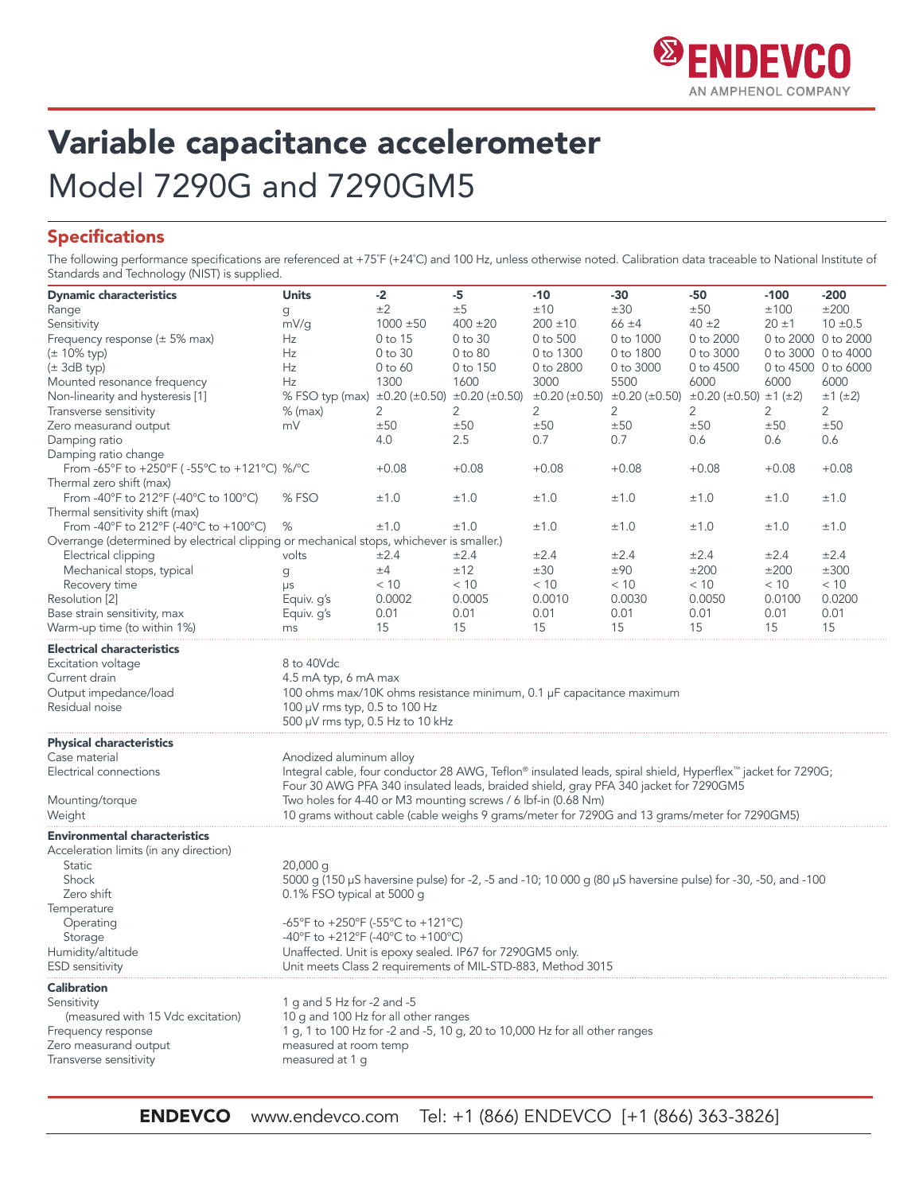# Variable capacitance accelerometer

## Model 7290G and 7290GM5

## Specifications

The following performance specifications are referenced at +75˚F (+24˚C) and 100 Hz, unless otherwise noted. Calibration data traceable to National Institute of Standards and Technology (NIST) is supplied.

| **Dynamic characteristics** | **Units** | **-2** | **-5** | **-10** | **-30** | **-50** | **-100** | **-200** |
|---|---|---|---|---|---|---|---|---|
| Range | g | ±2 | ±5 | ±10 | ±30 | ±50 | ±100 | ±200 |
| Sensitivity | mV/g | 1000 ±50 | 400 ±20 | 200 ±10 | 66 ±4 | 40 ±2 | 20 ±1 | 10 ±0.5 |
| Frequency response (± 5% max) | Hz | 0 to 15 | 0 to 30 | 0 to 500 | 0 to 1000 | 0 to 2000 | 0 to 2000 | 0 to 2000 |
| (± 10% typ) | Hz | 0 to 30 | 0 to 80 | 0 to 1300 | 0 to 1800 | 0 to 3000 | 0 to 3000 | 0 to 4000 |
| (± 3dB typ) | Hz | 0 to 60 | 0 to 150 | 0 to 2800 | 0 to 3000 | 0 to 4500 | 0 to 4500 | 0 to 6000 |
| Mounted resonance frequency | Hz | 1300 | 1600 | 3000 | 5500 | 6000 | 6000 | 6000 |
| Non-linearity and hysteresis [1] | % FSO typ (max) | ±0.20 (±0.50) | ±0.20 (±0.50) | ±0.20 (±0.50) | ±0.20 (±0.50) | ±0.20 (±0.50) | ±1 (±2) | ±1 (±2) |
| Transverse sensitivity | % (max) | 2 | 2 | 2 | 2 | 2 | 2 | 2 |
| Zero measurand output | mV | ±50 | ±50 | ±50 | ±50 | ±50 | ±50 | ±50 |
| Damping ratio | | 4.0 | 2.5 | 0.7 | 0.7 | 0.6 | 0.6 | 0.6 |
| Damping ratio change | | | | | | | | |
| From -65°F to +250°F ( -55°C to +121°C) | %/°C | +0.08 | +0.08 | +0.08 | +0.08 | +0.08 | +0.08 | +0.08 |
| Thermal zero shift (max) | | | | | | | | |
| From -40°F to 212°F (-40°C to 100°C) | % FSO | ±1.0 | ±1.0 | ±1.0 | ±1.0 | ±1.0 | ±1.0 | ±1.0 |
| Thermal sensitivity shift (max) | | | | | | | | |
| From -40°F to 212°F (-40°C to +100°C) | % | ±1.0 | ±1.0 | ±1.0 | ±1.0 | ±1.0 | ±1.0 | ±1.0 |
| Overrange (determined by electrical clipping or mechanical stops, whichever is smaller.) | | | | | | | | |
| Electrical clipping | volts | ±2.4 | ±2.4 | ±2.4 | ±2.4 | ±2.4 | ±2.4 | ±2.4 |
| Mechanical stops, typical | g | ±4 | ±12 | ±30 | ±90 | ±200 | ±200 | ±300 |
| Recovery time | µs | < 10 | < 10 | < 10 | < 10 | < 10 | < 10 | < 10 |
| Resolution [2] | Equiv. g's | 0.0002 | 0.0005 | 0.0010 | 0.0030 | 0.0050 | 0.0100 | 0.0200 |
| Base strain sensitivity, max | Equiv. g's | 0.01 | 0.01 | 0.01 | 0.01 | 0.01 | 0.01 | 0.01 |
| Warm-up time (to within 1%) | ms | 15 | 15 | 15 | 15 | 15 | 15 | 15 |

| **Electrical characteristics** | |
|---|---|
| Excitation voltage | 8 to 40Vdc |
| Current drain | 4.5 mA typ, 6 mA max |
| Output impedance/load | 100 ohms max/10K ohms resistance minimum, 0.1 µF capacitance maximum |
| Residual noise | 100 µV rms typ, 0.5 to 100 Hz<br>500 µV rms typ, 0.5 Hz to 10 kHz |

| **Physical characteristics** | |
|---|---|
| Case material | Anodized aluminum alloy |
| Electrical connections | Integral cable, four conductor 28 AWG, Teflon® insulated leads, spiral shield, Hyperflex™ jacket for 7290G; Four 30 AWG PFA 340 insulated leads, braided shield, gray PFA 340 jacket for 7290GM5 |
| Mounting/torque | Two holes for 4-40 or M3 mounting screws / 6 lbf-in (0.68 Nm) |
| Weight | 10 grams without cable (cable weighs 9 grams/meter for 7290G and 13 grams/meter for 7290GM5) |

| **Environmental characteristics** | |
|---|---|
| Acceleration limits (in any direction) | |
| Static | 20,000 g |
| Shock | 5000 g (150 µS haversine pulse) for -2, -5 and -10; 10 000 g (80 µS haversine pulse) for -30, -50, and -100 |
| Zero shift | 0.1% FSO typical at 5000 g |
| Temperature | |
| Operating | -65°F to +250°F (-55°C to +121°C) |
| Storage | -40°F to +212°F (-40°C to +100°C) |
| Humidity/altitude | Unaffected. Unit is epoxy sealed. IP67 for 7290GM5 only. |
| ESD sensitivity | Unit meets Class 2 requirements of MIL-STD-883, Method 3015 |

| **Calibration** | |
|---|---|
| Sensitivity | 1 g and 5 Hz for -2 and -5 |
| (measured with 15 Vdc excitation) | 10 g and 100 Hz for all other ranges |
| Frequency response | 1 g, 1 to 100 Hz for -2 and -5, 10 g, 20 to 10,000 Hz for all other ranges |
| Zero measurand output | measured at room temp |
| Transverse sensitivity | measured at 1 g |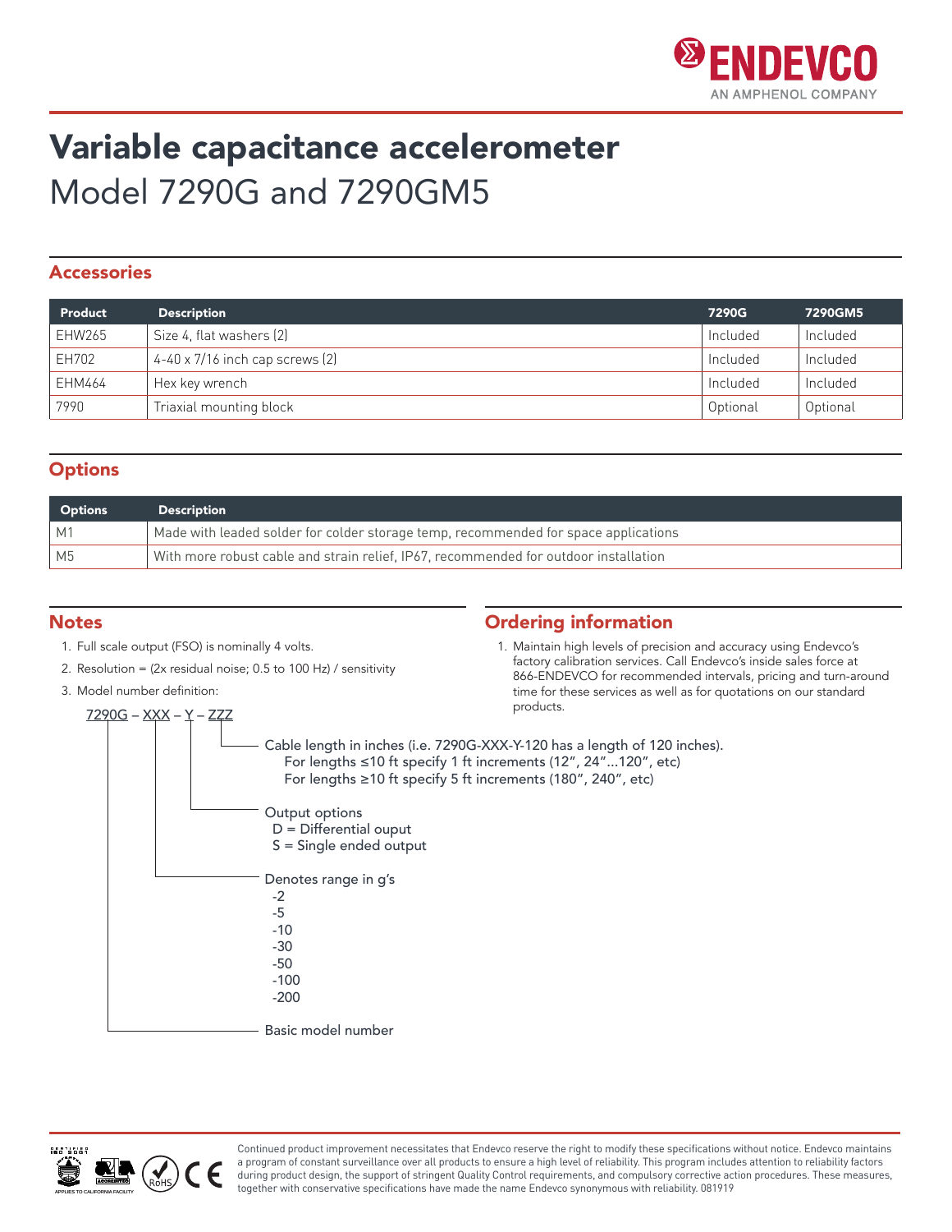# Variable capacitance accelerometer

Model 7290G and 7290GM5

## Accessories

| Product | Description | 7290G | 7290GM5 |
|---|---|---|---|
| EHW265 | Size 4, flat washers (2) | Included | Included |
| EH702 | 4-40 x 7/16 inch cap screws (2) | Included | Included |
| EHM464 | Hex key wrench | Included | Included |
| 7990 | Triaxial mounting block | Optional | Optional |

## Options

| Options | Description |
|---|---|
| M1 | Made with leaded solder for colder storage temp, recommended for space applications |
| M5 | With more robust cable and strain relief, IP67, recommended for outdoor installation |

## Notes

1. Full scale output (FSO) is nominally 4 volts.
2. Resolution = (2x residual noise; 0.5 to 100 Hz) / sensitivity
3. Model number definition:

7290G – XXX – Y – ZZZ

- ZZZ: Cable length in inches (i.e. 7290G-XXX-Y-120 has a length of 120 inches).
  - For lengths ≤10 ft specify 1 ft increments (12”, 24”...120”, etc)
  - For lengths ≥10 ft specify 5 ft increments (180”, 240”, etc)
- Y: Output options
  - D = Differential ouput
  - S = Single ended output
- XXX: Denotes range in g’s
  - -2
  - -5
  - -10
  - -30
  - -50
  - -100
  - -200
- 7290G: Basic model number

## Ordering information

1. Maintain high levels of precision and accuracy using Endevco’s factory calibration services. Call Endevco’s inside sales force at 866-ENDEVCO for recommended intervals, pricing and turn-around time for these services as well as for quotations on our standard products.

Continued product improvement necessitates that Endevco reserve the right to modify these specifications without notice. Endevco maintains a program of constant surveillance over all products to ensure a high level of reliability. This program includes attention to reliability factors during product design, the support of stringent Quality Control requirements, and compulsory corrective action procedures. These measures, together with conservative specifications have made the name Endevco synonymous with reliability. 081919